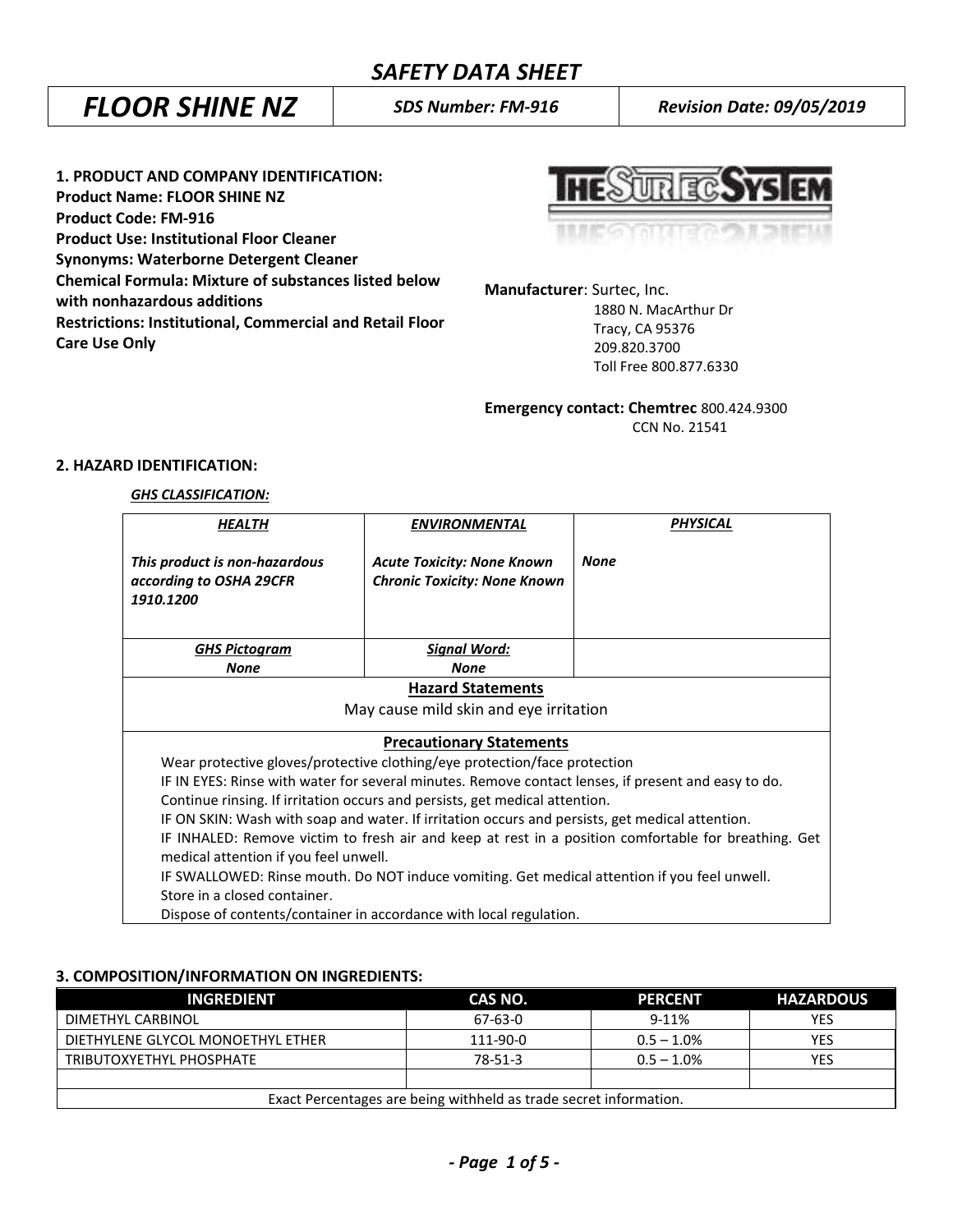# SAFETY DATA SHEET

| FLOOR SHINE NZ | SDS Number: FM-916 | Revision Date: 09/05/2019 |
|---|---|---|

## 1. PRODUCT AND COMPANY IDENTIFICATION:

**Product Name: FLOOR SHINE NZ**
**Product Code: FM-916**
**Product Use: Institutional Floor Cleaner**
**Synonyms: Waterborne Detergent Cleaner**
**Chemical Formula: Mixture of substances listed below with nonhazardous additions**
**Restrictions: Institutional, Commercial and Retail Floor Care Use Only**

**Manufacturer**: Surtec, Inc.
1880 N. MacArthur Dr
Tracy, CA 95376
209.820.3700
Toll Free 800.877.6330

**Emergency contact: Chemtrec** 800.424.9300
CCN No. 21541

## 2. HAZARD IDENTIFICATION:

***GHS CLASSIFICATION:***

| *HEALTH* | *ENVIRONMENTAL* | *PHYSICAL* |
|---|---|---|
| *This product is non-hazardous according to OSHA 29CFR 1910.1200* | *Acute Toxicity: None Known*<br>*Chronic Toxicity: None Known* | *None* |
| *GHS Pictogram*<br>*None* | *Signal Word:*<br>*None* | |

**Hazard Statements**

May cause mild skin and eye irritation

**Precautionary Statements**

Wear protective gloves/protective clothing/eye protection/face protection
IF IN EYES: Rinse with water for several minutes. Remove contact lenses, if present and easy to do. Continue rinsing. If irritation occurs and persists, get medical attention.
IF ON SKIN: Wash with soap and water. If irritation occurs and persists, get medical attention.
IF INHALED: Remove victim to fresh air and keep at rest in a position comfortable for breathing. Get medical attention if you feel unwell.
IF SWALLOWED: Rinse mouth. Do NOT induce vomiting. Get medical attention if you feel unwell.
Store in a closed container.
Dispose of contents/container in accordance with local regulation.

## 3. COMPOSITION/INFORMATION ON INGREDIENTS:

| INGREDIENT | CAS NO. | PERCENT | HAZARDOUS |
|---|---|---|---|
| DIMETHYL CARBINOL | 67-63-0 | 9-11% | YES |
| DIETHYLENE GLYCOL MONOETHYL ETHER | 111-90-0 | 0.5 – 1.0% | YES |
| TRIBUTOXYETHYL PHOSPHATE | 78-51-3 | 0.5 – 1.0% | YES |
| | | | |

Exact Percentages are being withheld as trade secret information.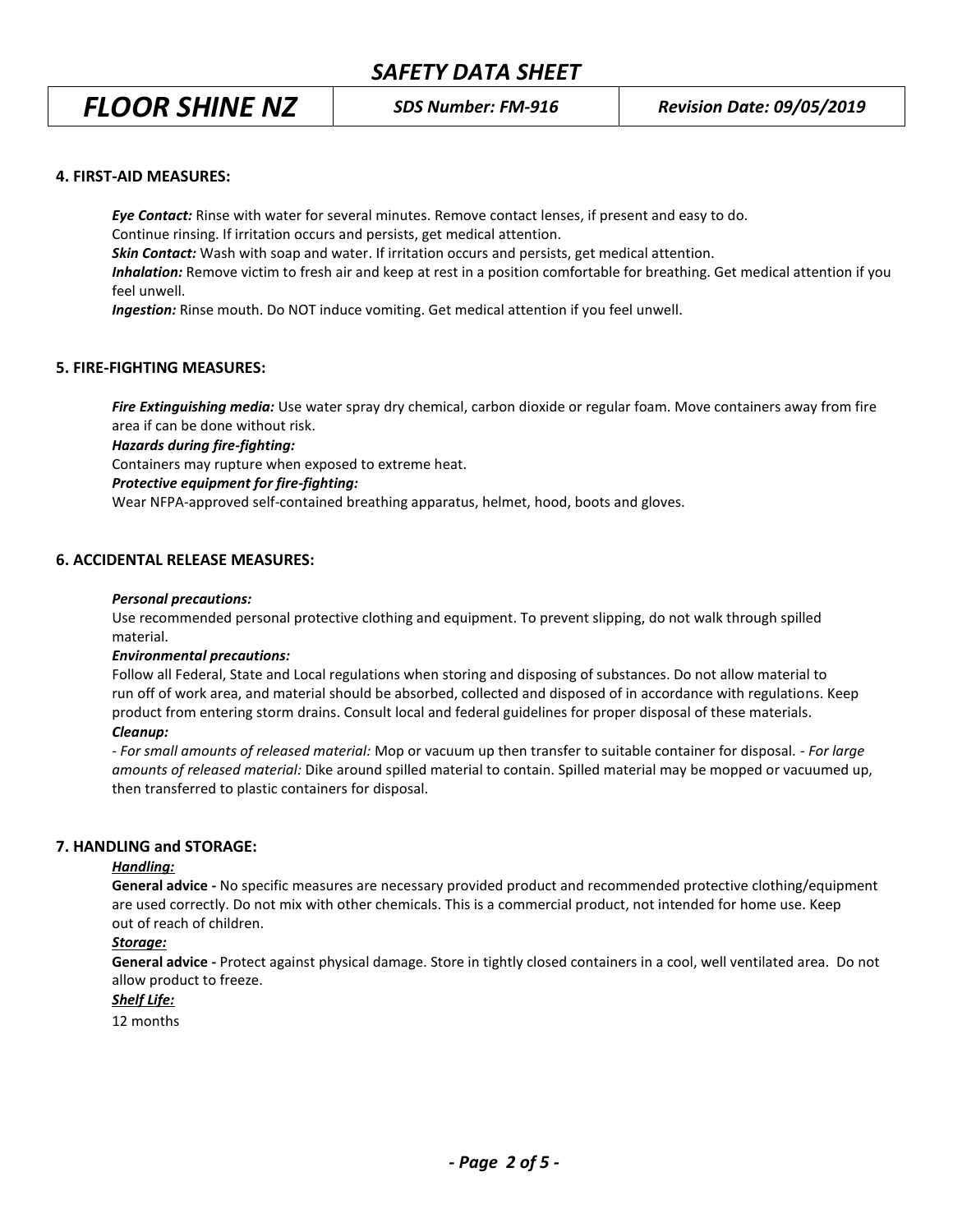## 4. FIRST-AID MEASURES:

***Eye Contact:*** Rinse with water for several minutes. Remove contact lenses, if present and easy to do. Continue rinsing. If irritation occurs and persists, get medical attention.

***Skin Contact:*** Wash with soap and water. If irritation occurs and persists, get medical attention.

***Inhalation:*** Remove victim to fresh air and keep at rest in a position comfortable for breathing. Get medical attention if you feel unwell.

***Ingestion:*** Rinse mouth. Do NOT induce vomiting. Get medical attention if you feel unwell.

## 5. FIRE-FIGHTING MEASURES:

***Fire Extinguishing media:*** Use water spray dry chemical, carbon dioxide or regular foam. Move containers away from fire area if can be done without risk.

***Hazards during fire-fighting:***

Containers may rupture when exposed to extreme heat.

***Protective equipment for fire-fighting:***

Wear NFPA-approved self-contained breathing apparatus, helmet, hood, boots and gloves.

## 6. ACCIDENTAL RELEASE MEASURES:

***Personal precautions:***

Use recommended personal protective clothing and equipment. To prevent slipping, do not walk through spilled material.

***Environmental precautions:***

Follow all Federal, State and Local regulations when storing and disposing of substances. Do not allow material to run off of work area, and material should be absorbed, collected and disposed of in accordance with regulations. Keep product from entering storm drains. Consult local and federal guidelines for proper disposal of these materials.

***Cleanup:***

- *For small amounts of released material:* Mop or vacuum up then transfer to suitable container for disposal. - *For large amounts of released material:* Dike around spilled material to contain. Spilled material may be mopped or vacuumed up, then transferred to plastic containers for disposal.

## 7. HANDLING and STORAGE:

***Handling:***

**General advice -** No specific measures are necessary provided product and recommended protective clothing/equipment are used correctly. Do not mix with other chemicals. This is a commercial product, not intended for home use. Keep out of reach of children.

***Storage:***

**General advice -** Protect against physical damage. Store in tightly closed containers in a cool, well ventilated area. Do not allow product to freeze.

***Shelf Life:***

12 months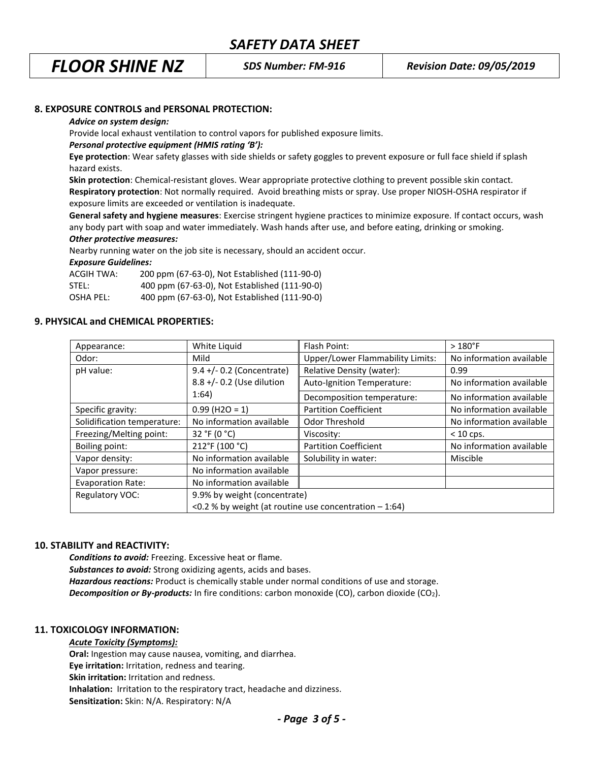## 8. EXPOSURE CONTROLS and PERSONAL PROTECTION:

***Advice on system design:***

Provide local exhaust ventilation to control vapors for published exposure limits.

***Personal protective equipment (HMIS rating 'B'):***

**Eye protection**: Wear safety glasses with side shields or safety goggles to prevent exposure or full face shield if splash hazard exists.

**Skin protection**: Chemical-resistant gloves. Wear appropriate protective clothing to prevent possible skin contact.

**Respiratory protection**: Not normally required. Avoid breathing mists or spray. Use proper NIOSH-OSHA respirator if exposure limits are exceeded or ventilation is inadequate.

**General safety and hygiene measures**: Exercise stringent hygiene practices to minimize exposure. If contact occurs, wash any body part with soap and water immediately. Wash hands after use, and before eating, drinking or smoking.

***Other protective measures:***

Nearby running water on the job site is necessary, should an accident occur.

***Exposure Guidelines:***

ACGIH TWA: 200 ppm (67-63-0), Not Established (111-90-0)
STEL: 400 ppm (67-63-0), Not Established (111-90-0)
OSHA PEL: 400 ppm (67-63-0), Not Established (111-90-0)

## 9. PHYSICAL and CHEMICAL PROPERTIES:

| Appearance: | White Liquid | Flash Point: | > 180°F |
|---|---|---|---|
| Odor: | Mild | Upper/Lower Flammability Limits: | No information available |
| pH value: | 9.4 +/- 0.2 (Concentrate) 8.8 +/- 0.2 (Use dilution 1:64) | Relative Density (water): | 0.99 |
| | | Auto-Ignition Temperature: | No information available |
| | | Decomposition temperature: | No information available |
| Specific gravity: | 0.99 ($H_2O$ = 1) | Partition Coefficient | No information available |
| Solidification temperature: | No information available | Odor Threshold | No information available |
| Freezing/Melting point: | 32 °F (0 °C) | Viscosity: | < 10 cps. |
| Boiling point: | 212°F (100 °C) | Partition Coefficient | No information available |
| Vapor density: | No information available | Solubility in water: | Miscible |
| Vapor pressure: | No information available | | |
| Evaporation Rate: | No information available | | |
| Regulatory VOC: | 9.9% by weight (concentrate) <0.2 % by weight (at routine use concentration – 1:64) | | |

## 10. STABILITY and REACTIVITY:

***Conditions to avoid:*** Freezing. Excessive heat or flame.

***Substances to avoid:*** Strong oxidizing agents, acids and bases.

***Hazardous reactions:*** Product is chemically stable under normal conditions of use and storage.

***Decomposition or By-products:*** In fire conditions: carbon monoxide (CO), carbon dioxide ($CO_2$).

## 11. TOXICOLOGY INFORMATION:

***Acute Toxicity (Symptoms):***

**Oral:** Ingestion may cause nausea, vomiting, and diarrhea.

**Eye irritation:** Irritation, redness and tearing.

**Skin irritation:** Irritation and redness.

**Inhalation:** Irritation to the respiratory tract, headache and dizziness.

**Sensitization:** Skin: N/A. Respiratory: N/A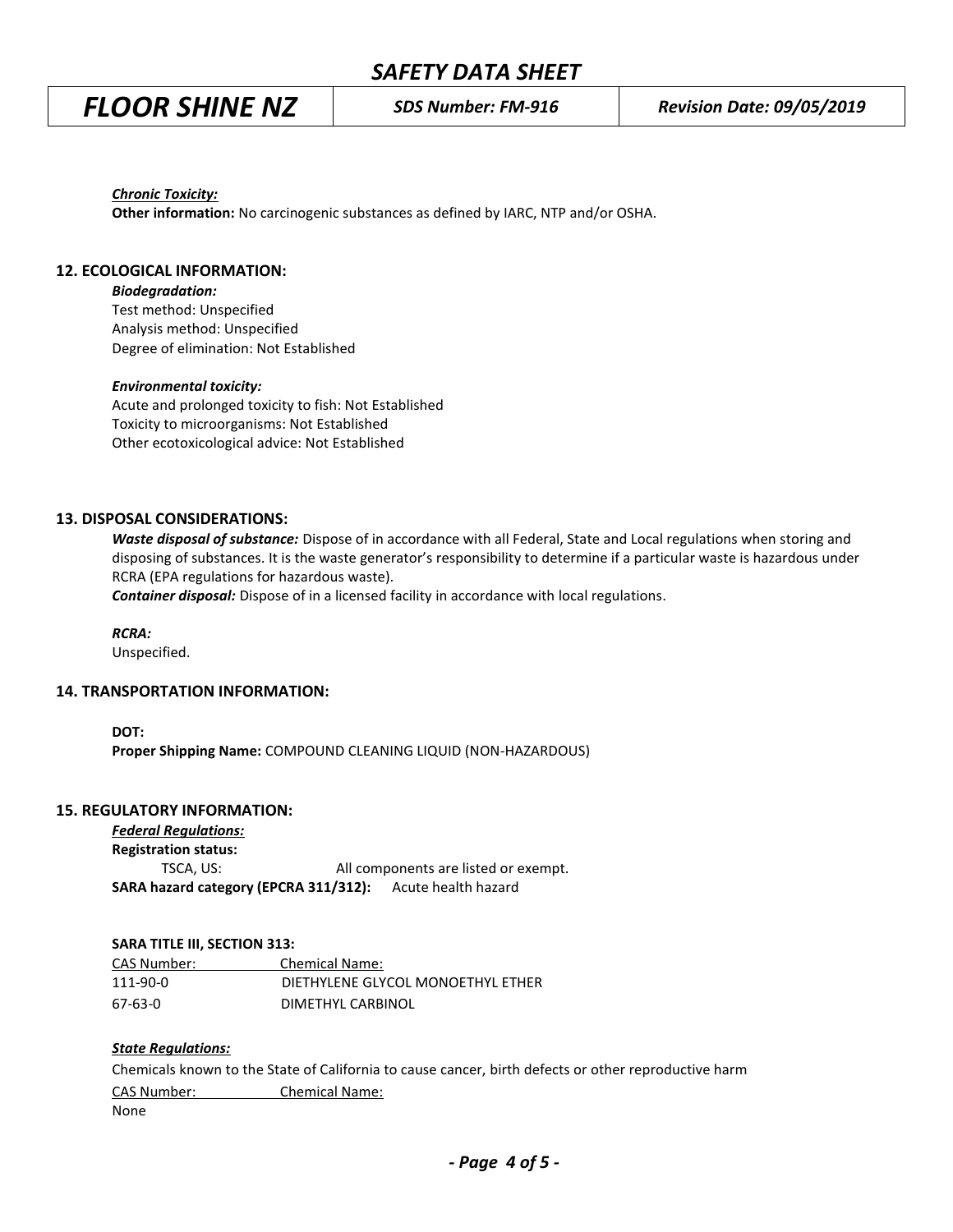*__Chronic Toxicity:__*

**Other information:** No carcinogenic substances as defined by IARC, NTP and/or OSHA.

## 12. ECOLOGICAL INFORMATION:

***Biodegradation:***

Test method: Unspecified
Analysis method: Unspecified
Degree of elimination: Not Established

***Environmental toxicity:***

Acute and prolonged toxicity to fish: Not Established
Toxicity to microorganisms: Not Established
Other ecotoxicological advice: Not Established

## 13. DISPOSAL CONSIDERATIONS:

***Waste disposal of substance:*** Dispose of in accordance with all Federal, State and Local regulations when storing and disposing of substances. It is the waste generator's responsibility to determine if a particular waste is hazardous under RCRA (EPA regulations for hazardous waste).

***Container disposal:*** Dispose of in a licensed facility in accordance with local regulations.

***RCRA:***

Unspecified.

## 14. TRANSPORTATION INFORMATION:

**DOT:**

**Proper Shipping Name:** COMPOUND CLEANING LIQUID (NON-HAZARDOUS)

## 15. REGULATORY INFORMATION:

*__Federal Regulations:__*

**Registration status:**

TSCA, US: All components are listed or exempt.

**SARA hazard category (EPCRA 311/312):** Acute health hazard

**SARA TITLE III, SECTION 313:**

| CAS Number: | Chemical Name: |
|---|---|
| 111-90-0 | DIETHYLENE GLYCOL MONOETHYL ETHER |
| 67-63-0 | DIMETHYL CARBINOL |

*__State Regulations:__*

Chemicals known to the State of California to cause cancer, birth defects or other reproductive harm

| CAS Number: | Chemical Name: |
|---|---|
| None | |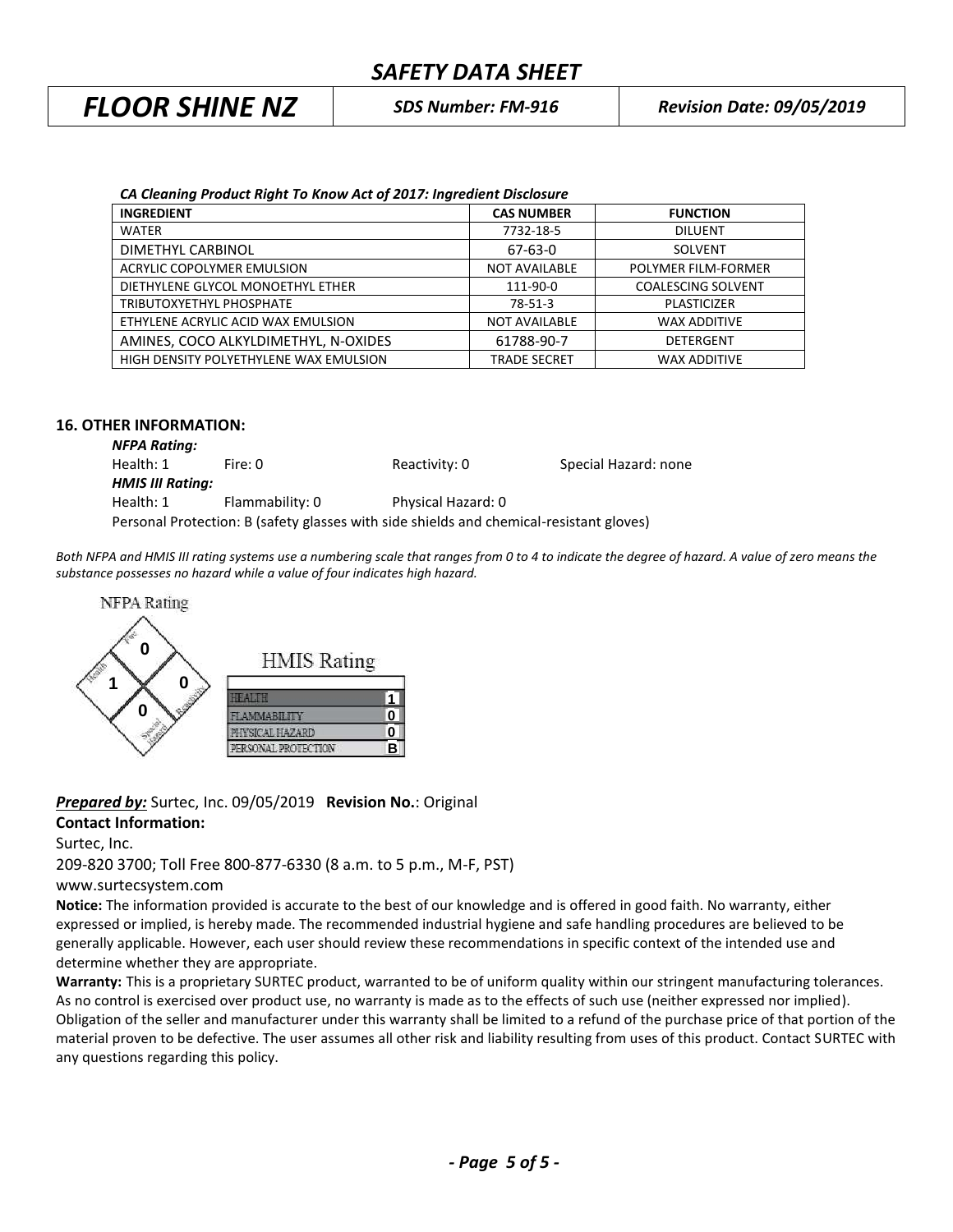*CA Cleaning Product Right To Know Act of 2017: Ingredient Disclosure*

| INGREDIENT | CAS NUMBER | FUNCTION |
|---|---|---|
| WATER | 7732-18-5 | DILUENT |
| DIMETHYL CARBINOL | 67-63-0 | SOLVENT |
| ACRYLIC COPOLYMER EMULSION | NOT AVAILABLE | POLYMER FILM-FORMER |
| DIETHYLENE GLYCOL MONOETHYL ETHER | 111-90-0 | COALESCING SOLVENT |
| TRIBUTOXYETHYL PHOSPHATE | 78-51-3 | PLASTICIZER |
| ETHYLENE ACRYLIC ACID WAX EMULSION | NOT AVAILABLE | WAX ADDITIVE |
| AMINES, COCO ALKYLDIMETHYL, N-OXIDES | 61788-90-7 | DETERGENT |
| HIGH DENSITY POLYETHYLENE WAX EMULSION | TRADE SECRET | WAX ADDITIVE |

## 16. OTHER INFORMATION:

***NFPA Rating:***

Health: 1 Fire: 0 Reactivity: 0 Special Hazard: none

***HMIS III Rating:***

Health: 1 Flammability: 0 Physical Hazard: 0

Personal Protection: B (safety glasses with side shields and chemical-resistant gloves)

*Both NFPA and HMIS III rating systems use a numbering scale that ranges from 0 to 4 to indicate the degree of hazard. A value of zero means the substance possesses no hazard while a value of four indicates high hazard.*

NFPA Rating

Fire: 0
Health: 1
Reactivity: 0
Special Hazard: 0

HMIS Rating

| | |
|---|---|
| HEALTH | 1 |
| FLAMMABILITY | 0 |
| PHYSICAL HAZARD | 0 |
| PERSONAL PROTECTION | B |

***Prepared by:*** Surtec, Inc. 09/05/2019 **Revision No.**: Original

**Contact Information:**

Surtec, Inc.

209-820 3700; Toll Free 800-877-6330 (8 a.m. to 5 p.m., M-F, PST)

www.surtecsystem.com

**Notice:** The information provided is accurate to the best of our knowledge and is offered in good faith. No warranty, either expressed or implied, is hereby made. The recommended industrial hygiene and safe handling procedures are believed to be generally applicable. However, each user should review these recommendations in specific context of the intended use and determine whether they are appropriate.

**Warranty:** This is a proprietary SURTEC product, warranted to be of uniform quality within our stringent manufacturing tolerances. As no control is exercised over product use, no warranty is made as to the effects of such use (neither expressed nor implied). Obligation of the seller and manufacturer under this warranty shall be limited to a refund of the purchase price of that portion of the material proven to be defective. The user assumes all other risk and liability resulting from uses of this product. Contact SURTEC with any questions regarding this policy.